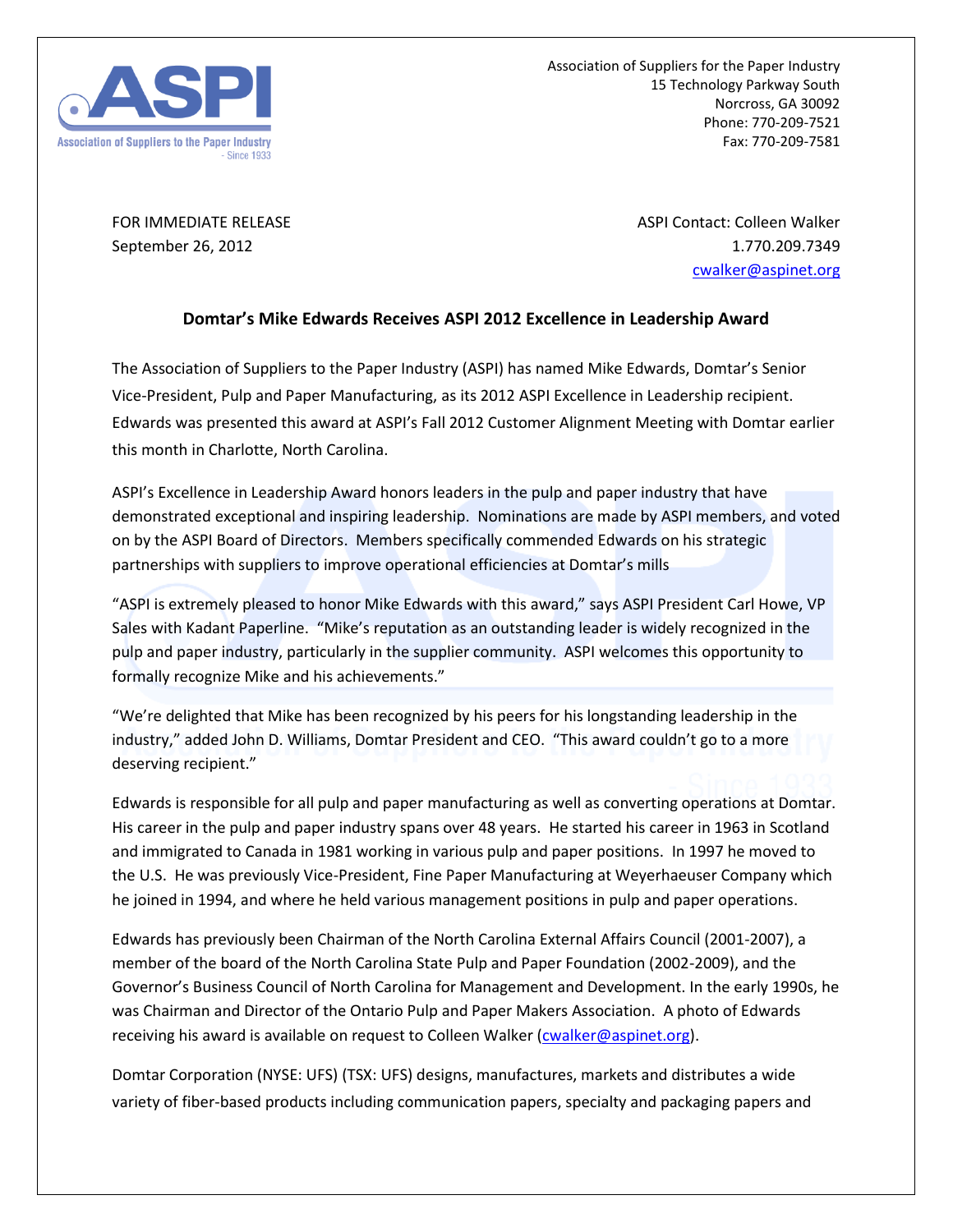Association of Suppliers for the Paper Industry
15 Technology Parkway South
Norcross, GA 30092
Phone: 770-209-7521
Fax: 770-209-7581

FOR IMMEDIATE RELEASE
September 26, 2012

ASPI Contact: Colleen Walker
1.770.209.7349
cwalker@aspinet.org

**Domtar's Mike Edwards Receives ASPI 2012 Excellence in Leadership Award**

The Association of Suppliers to the Paper Industry (ASPI) has named Mike Edwards, Domtar's Senior Vice-President, Pulp and Paper Manufacturing, as its 2012 ASPI Excellence in Leadership recipient. Edwards was presented this award at ASPI's Fall 2012 Customer Alignment Meeting with Domtar earlier this month in Charlotte, North Carolina.

ASPI's Excellence in Leadership Award honors leaders in the pulp and paper industry that have demonstrated exceptional and inspiring leadership. Nominations are made by ASPI members, and voted on by the ASPI Board of Directors. Members specifically commended Edwards on his strategic partnerships with suppliers to improve operational efficiencies at Domtar's mills

"ASPI is extremely pleased to honor Mike Edwards with this award," says ASPI President Carl Howe, VP Sales with Kadant Paperline. "Mike's reputation as an outstanding leader is widely recognized in the pulp and paper industry, particularly in the supplier community. ASPI welcomes this opportunity to formally recognize Mike and his achievements."

"We're delighted that Mike has been recognized by his peers for his longstanding leadership in the industry," added John D. Williams, Domtar President and CEO. "This award couldn't go to a more deserving recipient."

Edwards is responsible for all pulp and paper manufacturing as well as converting operations at Domtar. His career in the pulp and paper industry spans over 48 years. He started his career in 1963 in Scotland and immigrated to Canada in 1981 working in various pulp and paper positions. In 1997 he moved to the U.S. He was previously Vice-President, Fine Paper Manufacturing at Weyerhaeuser Company which he joined in 1994, and where he held various management positions in pulp and paper operations.

Edwards has previously been Chairman of the North Carolina External Affairs Council (2001-2007), a member of the board of the North Carolina State Pulp and Paper Foundation (2002-2009), and the Governor's Business Council of North Carolina for Management and Development. In the early 1990s, he was Chairman and Director of the Ontario Pulp and Paper Makers Association. A photo of Edwards receiving his award is available on request to Colleen Walker (cwalker@aspinet.org).

Domtar Corporation (NYSE: UFS) (TSX: UFS) designs, manufactures, markets and distributes a wide variety of fiber-based products including communication papers, specialty and packaging papers and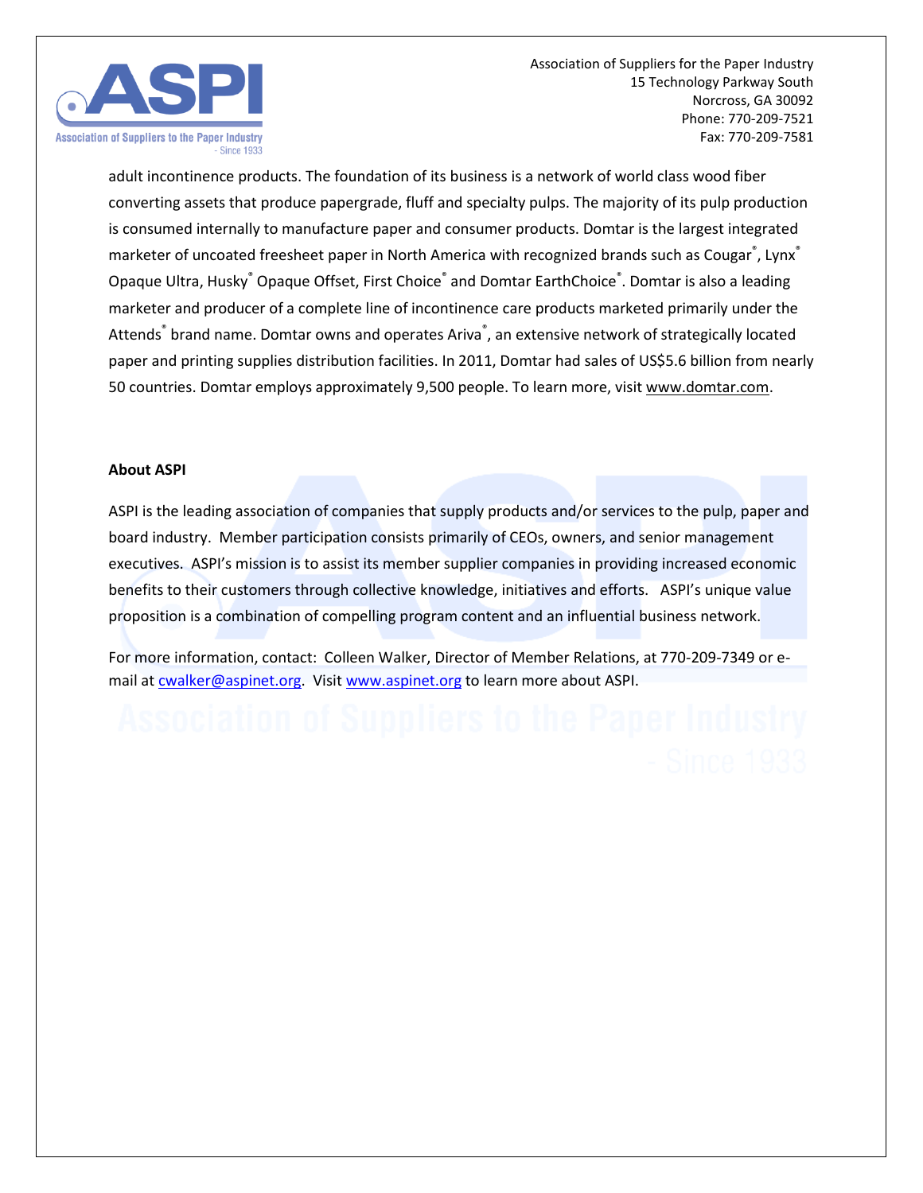adult incontinence products. The foundation of its business is a network of world class wood fiber converting assets that produce papergrade, fluff and specialty pulps. The majority of its pulp production is consumed internally to manufacture paper and consumer products. Domtar is the largest integrated marketer of uncoated freesheet paper in North America with recognized brands such as Cougar®, Lynx® Opaque Ultra, Husky® Opaque Offset, First Choice® and Domtar EarthChoice®. Domtar is also a leading marketer and producer of a complete line of incontinence care products marketed primarily under the Attends® brand name. Domtar owns and operates Ariva®, an extensive network of strategically located paper and printing supplies distribution facilities. In 2011, Domtar had sales of US$5.6 billion from nearly 50 countries. Domtar employs approximately 9,500 people. To learn more, visit www.domtar.com.

**About ASPI**

ASPI is the leading association of companies that supply products and/or services to the pulp, paper and board industry. Member participation consists primarily of CEOs, owners, and senior management executives. ASPI's mission is to assist its member supplier companies in providing increased economic benefits to their customers through collective knowledge, initiatives and efforts. ASPI's unique value proposition is a combination of compelling program content and an influential business network.

For more information, contact: Colleen Walker, Director of Member Relations, at 770-209-7349 or e-mail at cwalker@aspinet.org. Visit www.aspinet.org to learn more about ASPI.